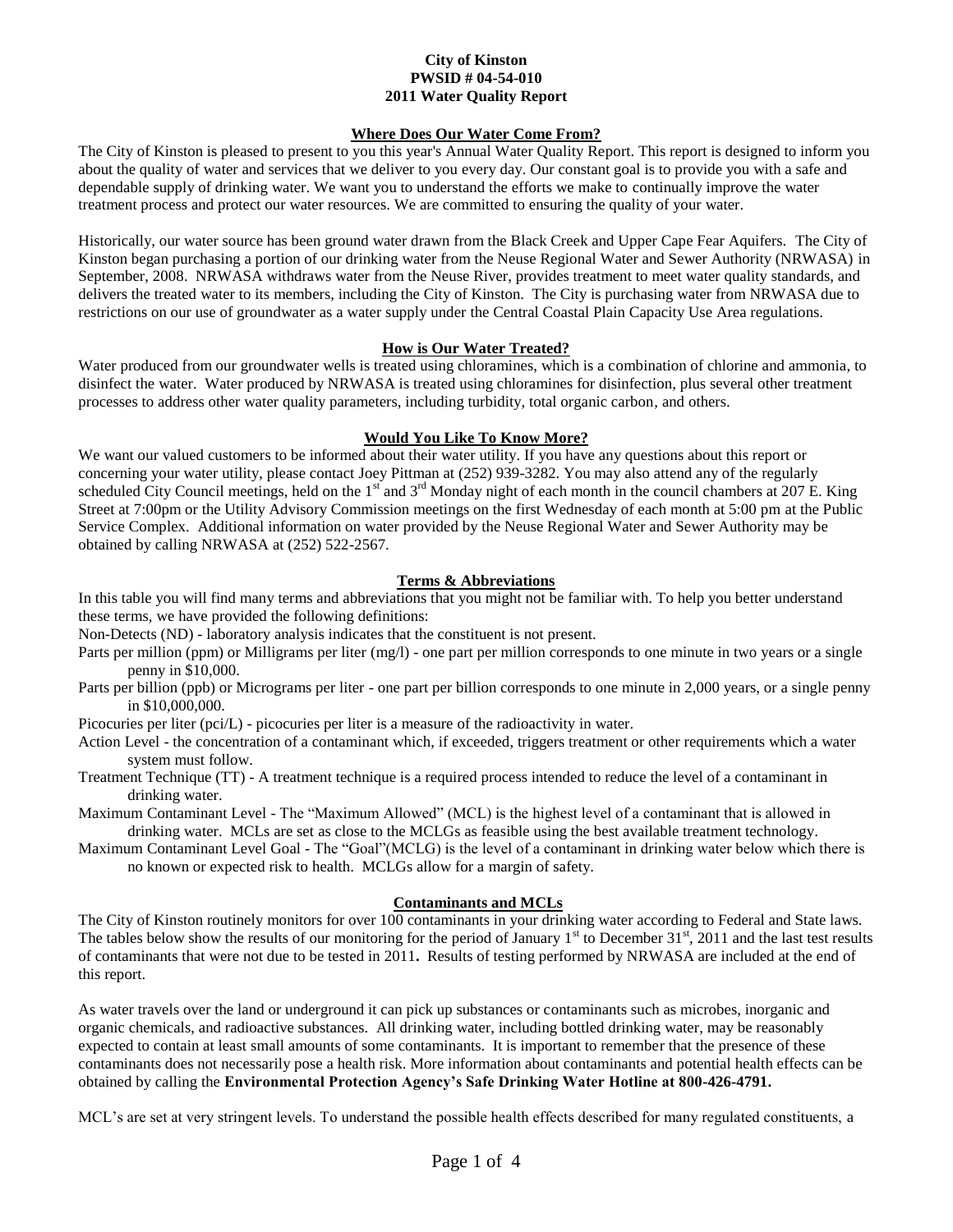**City of Kinston**
**PWSID # 04-54-010**
**2011 Water Quality Report**

## Where Does Our Water Come From?

The City of Kinston is pleased to present to you this year's Annual Water Quality Report. This report is designed to inform you about the quality of water and services that we deliver to you every day. Our constant goal is to provide you with a safe and dependable supply of drinking water. We want you to understand the efforts we make to continually improve the water treatment process and protect our water resources. We are committed to ensuring the quality of your water.

Historically, our water source has been ground water drawn from the Black Creek and Upper Cape Fear Aquifers. The City of Kinston began purchasing a portion of our drinking water from the Neuse Regional Water and Sewer Authority (NRWASA) in September, 2008. NRWASA withdraws water from the Neuse River, provides treatment to meet water quality standards, and delivers the treated water to its members, including the City of Kinston. The City is purchasing water from NRWASA due to restrictions on our use of groundwater as a water supply under the Central Coastal Plain Capacity Use Area regulations.

## How is Our Water Treated?

Water produced from our groundwater wells is treated using chloramines, which is a combination of chlorine and ammonia, to disinfect the water. Water produced by NRWASA is treated using chloramines for disinfection, plus several other treatment processes to address other water quality parameters, including turbidity, total organic carbon, and others.

## Would You Like To Know More?

We want our valued customers to be informed about their water utility. If you have any questions about this report or concerning your water utility, please contact Joey Pittman at (252) 939-3282. You may also attend any of the regularly scheduled City Council meetings, held on the 1st and 3rd Monday night of each month in the council chambers at 207 E. King Street at 7:00pm or the Utility Advisory Commission meetings on the first Wednesday of each month at 5:00 pm at the Public Service Complex. Additional information on water provided by the Neuse Regional Water and Sewer Authority may be obtained by calling NRWASA at (252) 522-2567.

## Terms & Abbreviations

In this table you will find many terms and abbreviations that you might not be familiar with. To help you better understand these terms, we have provided the following definitions:

Non-Detects (ND) - laboratory analysis indicates that the constituent is not present.

Parts per million (ppm) or Milligrams per liter (mg/l) - one part per million corresponds to one minute in two years or a single penny in $10,000.

Parts per billion (ppb) or Micrograms per liter - one part per billion corresponds to one minute in 2,000 years, or a single penny in $10,000,000.

Picocuries per liter (pci/L) - picocuries per liter is a measure of the radioactivity in water.

Action Level - the concentration of a contaminant which, if exceeded, triggers treatment or other requirements which a water system must follow.

Treatment Technique (TT) - A treatment technique is a required process intended to reduce the level of a contaminant in drinking water.

Maximum Contaminant Level - The "Maximum Allowed" (MCL) is the highest level of a contaminant that is allowed in drinking water. MCLs are set as close to the MCLGs as feasible using the best available treatment technology.

Maximum Contaminant Level Goal - The "Goal"(MCLG) is the level of a contaminant in drinking water below which there is no known or expected risk to health. MCLGs allow for a margin of safety.

## Contaminants and MCLs

The City of Kinston routinely monitors for over 100 contaminants in your drinking water according to Federal and State laws. The tables below show the results of our monitoring for the period of January 1st to December 31st, 2011 and the last test results of contaminants that were not due to be tested in 2011**.** Results of testing performed by NRWASA are included at the end of this report.

As water travels over the land or underground it can pick up substances or contaminants such as microbes, inorganic and organic chemicals, and radioactive substances. All drinking water, including bottled drinking water, may be reasonably expected to contain at least small amounts of some contaminants. It is important to remember that the presence of these contaminants does not necessarily pose a health risk. More information about contaminants and potential health effects can be obtained by calling the **Environmental Protection Agency's Safe Drinking Water Hotline at 800-426-4791.**

MCL's are set at very stringent levels. To understand the possible health effects described for many regulated constituents, a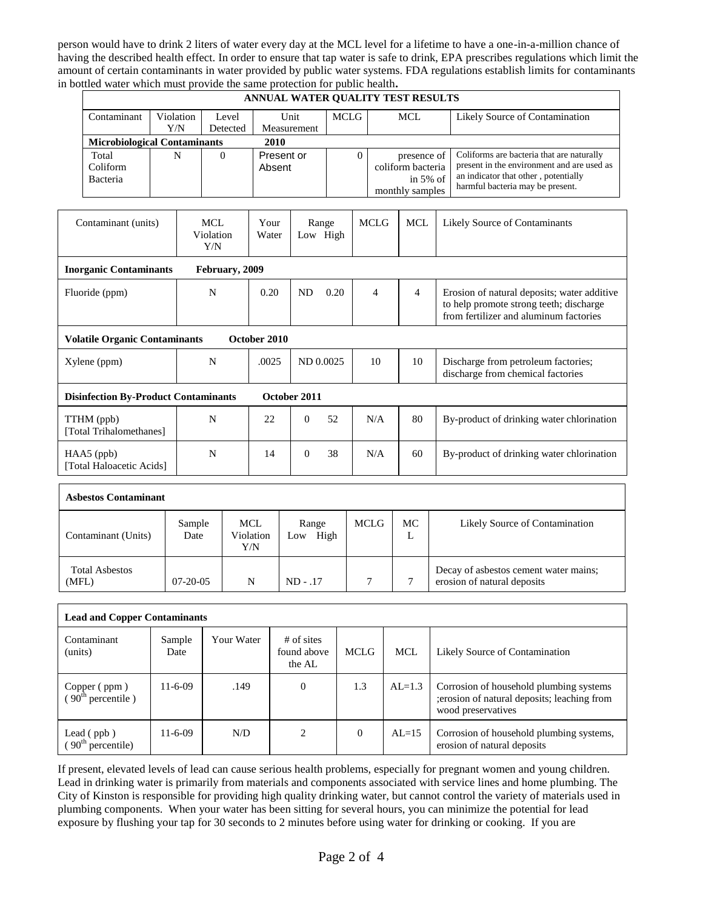person would have to drink 2 liters of water every day at the MCL level for a lifetime to have a one-in-a-million chance of having the described health effect. In order to ensure that tap water is safe to drink, EPA prescribes regulations which limit the amount of certain contaminants in water provided by public water systems. FDA regulations establish limits for contaminants in bottled water which must provide the same protection for public health**.**

**ANNUAL WATER QUALITY TEST RESULTS**

| Contaminant | Violation Y/N | Level Detected | Unit Measurement | MCLG | MCL | Likely Source of Contamination |
|---|---|---|---|---|---|---|
| **Microbiological Contaminants** | | | **2010** | | | |
| Total Coliform Bacteria | N | 0 | Present or Absent | 0 | presence of coliform bacteria in 5% of monthly samples | Coliforms are bacteria that are naturally present in the environment and are used as an indicator that other , potentially harmful bacteria may be present. |

| Contaminant (units) | MCL Violation Y/N | Your Water | Range Low High | MCLG | MCL | Likely Source of Contaminants |
|---|---|---|---|---|---|---|
| **Inorganic Contaminants** | **February, 2009** | | | | | |
| Fluoride (ppm) | N | 0.20 | ND 0.20 | 4 | 4 | Erosion of natural deposits; water additive to help promote strong teeth; discharge from fertilizer and aluminum factories |
| **Volatile Organic Contaminants** | | **October 2010** | | | | |
| Xylene (ppm) | N | .0025 | ND 0.0025 | 10 | 10 | Discharge from petroleum factories; discharge from chemical factories |
| **Disinfection By-Product Contaminants** | | | **October 2011** | | | |
| TTHM (ppb) [Total Trihalomethanes] | N | 22 | 0 52 | N/A | 80 | By-product of drinking water chlorination |
| HAA5 (ppb) [Total Haloacetic Acids] | N | 14 | 0 38 | N/A | 60 | By-product of drinking water chlorination |

**Asbestos Contaminant**

| Contaminant (Units) | Sample Date | MCL Violation Y/N | Range Low High | MCLG | MCL | Likely Source of Contamination |
|---|---|---|---|---|---|---|
| Total Asbestos (MFL) | 07-20-05 | N | ND - .17 | 7 | 7 | Decay of asbestos cement water mains; erosion of natural deposits |

**Lead and Copper Contaminants**

| Contaminant (units) | Sample Date | Your Water | # of sites found above the AL | MCLG | MCL | Likely Source of Contamination |
|---|---|---|---|---|---|---|
| Copper ( ppm ) ( $90^{th}$ percentile ) | 11-6-09 | .149 | 0 | 1.3 | AL=1.3 | Corrosion of household plumbing systems ;erosion of natural deposits; leaching from wood preservatives |
| Lead ( ppb ) ( $90^{th}$ percentile) | 11-6-09 | N/D | 2 | 0 | AL=15 | Corrosion of household plumbing systems, erosion of natural deposits |

If present, elevated levels of lead can cause serious health problems, especially for pregnant women and young children. Lead in drinking water is primarily from materials and components associated with service lines and home plumbing. The City of Kinston is responsible for providing high quality drinking water, but cannot control the variety of materials used in plumbing components. When your water has been sitting for several hours, you can minimize the potential for lead exposure by flushing your tap for 30 seconds to 2 minutes before using water for drinking or cooking. If you are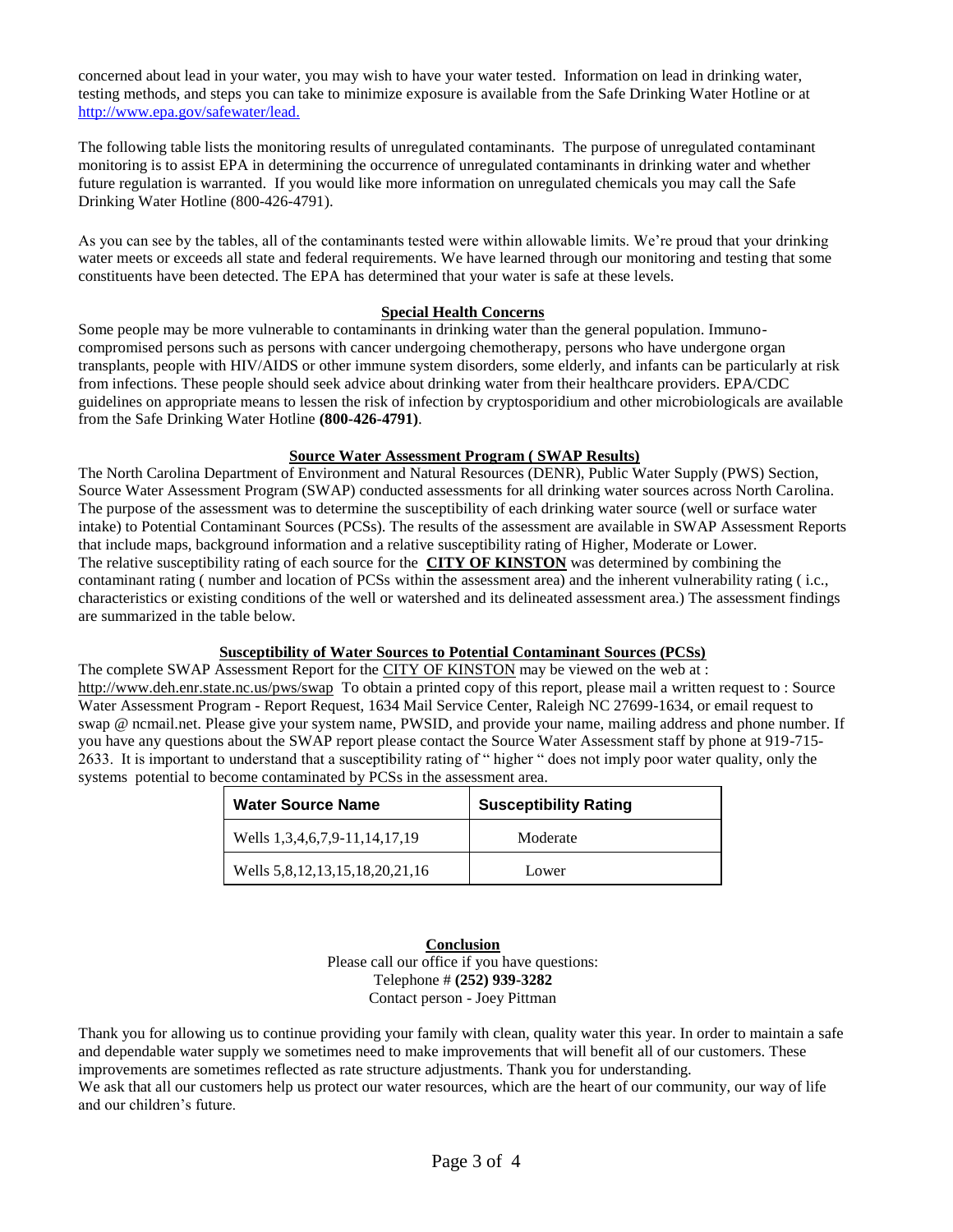concerned about lead in your water, you may wish to have your water tested. Information on lead in drinking water, testing methods, and steps you can take to minimize exposure is available from the Safe Drinking Water Hotline or at http://www.epa.gov/safewater/lead.

The following table lists the monitoring results of unregulated contaminants. The purpose of unregulated contaminant monitoring is to assist EPA in determining the occurrence of unregulated contaminants in drinking water and whether future regulation is warranted. If you would like more information on unregulated chemicals you may call the Safe Drinking Water Hotline (800-426-4791).

As you can see by the tables, all of the contaminants tested were within allowable limits. We're proud that your drinking water meets or exceeds all state and federal requirements. We have learned through our monitoring and testing that some constituents have been detected. The EPA has determined that your water is safe at these levels.

## Special Health Concerns

Some people may be more vulnerable to contaminants in drinking water than the general population. Immuno-compromised persons such as persons with cancer undergoing chemotherapy, persons who have undergone organ transplants, people with HIV/AIDS or other immune system disorders, some elderly, and infants can be particularly at risk from infections. These people should seek advice about drinking water from their healthcare providers. EPA/CDC guidelines on appropriate means to lessen the risk of infection by cryptosporidium and other microbiologicals are available from the Safe Drinking Water Hotline **(800-426-4791)**.

## Source Water Assessment Program ( SWAP Results)

The North Carolina Department of Environment and Natural Resources (DENR), Public Water Supply (PWS) Section, Source Water Assessment Program (SWAP) conducted assessments for all drinking water sources across North Carolina. The purpose of the assessment was to determine the susceptibility of each drinking water source (well or surface water intake) to Potential Contaminant Sources (PCSs). The results of the assessment are available in SWAP Assessment Reports that include maps, background information and a relative susceptibility rating of Higher, Moderate or Lower.
The relative susceptibility rating of each source for the **CITY OF KINSTON** was determined by combining the contaminant rating ( number and location of PCSs within the assessment area) and the inherent vulnerability rating ( i.e., characteristics or existing conditions of the well or watershed and its delineated assessment area.) The assessment findings are summarized in the table below.

## Susceptibility of Water Sources to Potential Contaminant Sources (PCSs)

The complete SWAP Assessment Report for the CITY OF KINSTON may be viewed on the web at : http://www.deh.enr.state.nc.us/pws/swap To obtain a printed copy of this report, please mail a written request to : Source Water Assessment Program - Report Request, 1634 Mail Service Center, Raleigh NC 27699-1634, or email request to swap @ ncmail.net. Please give your system name, PWSID, and provide your name, mailing address and phone number. If you have any questions about the SWAP report please contact the Source Water Assessment staff by phone at 919-715-2633. It is important to understand that a susceptibility rating of " higher " does not imply poor water quality, only the systems potential to become contaminated by PCSs in the assessment area.

| Water Source Name | Susceptibility Rating |
|---|---|
| Wells 1,3,4,6,7,9-11,14,17,19 | Moderate |
| Wells 5,8,12,13,15,18,20,21,16 | Lower |

## Conclusion

Please call our office if you have questions:
Telephone # **(252) 939-3282**
Contact person - Joey Pittman

Thank you for allowing us to continue providing your family with clean, quality water this year. In order to maintain a safe and dependable water supply we sometimes need to make improvements that will benefit all of our customers. These improvements are sometimes reflected as rate structure adjustments. Thank you for understanding.
We ask that all our customers help us protect our water resources, which are the heart of our community, our way of life and our children's future.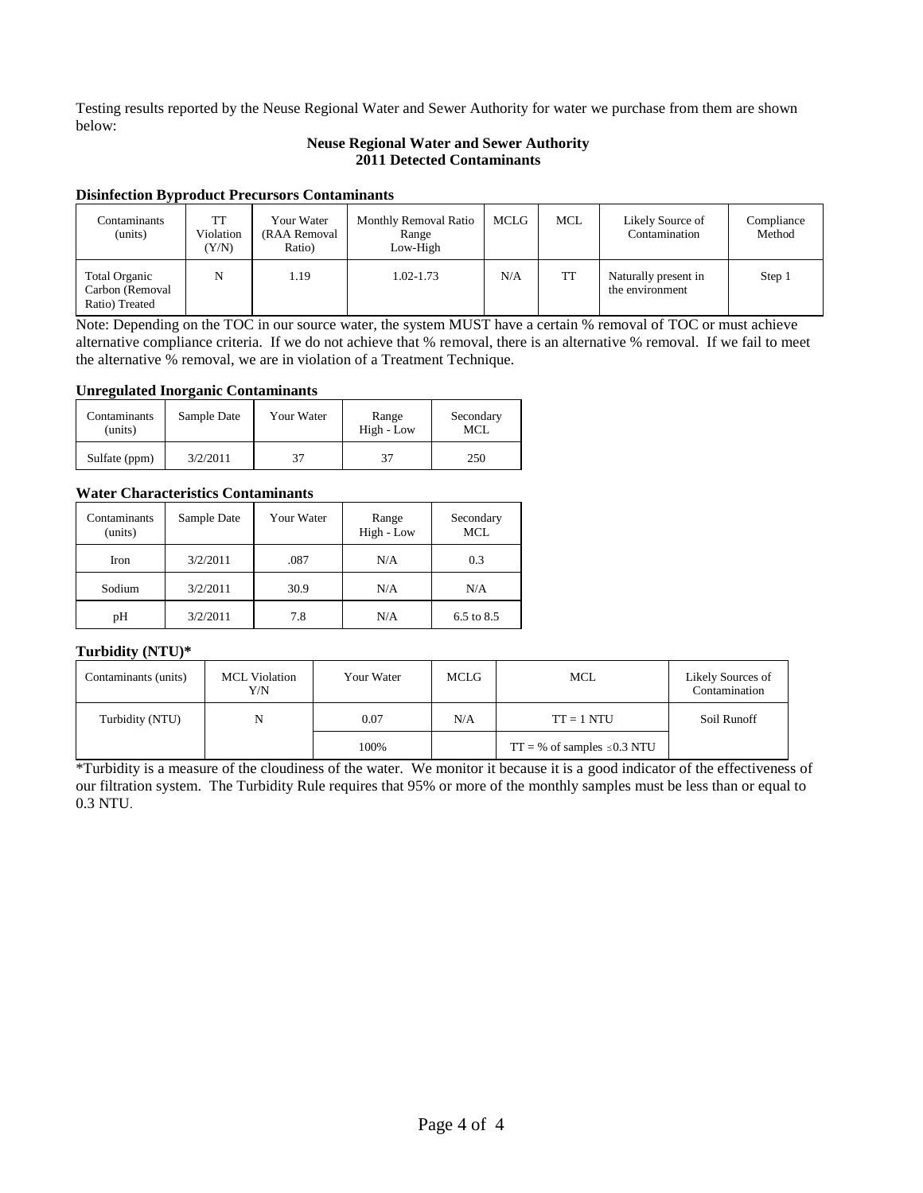Testing results reported by the Neuse Regional Water and Sewer Authority for water we purchase from them are shown below:

**Neuse Regional Water and Sewer Authority**
**2011 Detected Contaminants**

### Disinfection Byproduct Precursors Contaminants

| Contaminants (units) | TT Violation (Y/N) | Your Water (RAA Removal Ratio) | Monthly Removal Ratio Range Low-High | MCLG | MCL | Likely Source of Contamination | Compliance Method |
|---|---|---|---|---|---|---|---|
| Total Organic Carbon (Removal Ratio) Treated | N | 1.19 | 1.02-1.73 | N/A | TT | Naturally present in the environment | Step 1 |

Note: Depending on the TOC in our source water, the system MUST have a certain % removal of TOC or must achieve alternative compliance criteria. If we do not achieve that % removal, there is an alternative % removal. If we fail to meet the alternative % removal, we are in violation of a Treatment Technique.

### Unregulated Inorganic Contaminants

| Contaminants (units) | Sample Date | Your Water | Range High - Low | Secondary MCL |
|---|---|---|---|---|
| Sulfate (ppm) | 3/2/2011 | 37 | 37 | 250 |

### Water Characteristics Contaminants

| Contaminants (units) | Sample Date | Your Water | Range High - Low | Secondary MCL |
|---|---|---|---|---|
| Iron | 3/2/2011 | .087 | N/A | 0.3 |
| Sodium | 3/2/2011 | 30.9 | N/A | N/A |
| pH | 3/2/2011 | 7.8 | N/A | 6.5 to 8.5 |

### Turbidity (NTU)*

| Contaminants (units) | MCL Violation Y/N | Your Water | MCLG | MCL | Likely Sources of Contamination |
|---|---|---|---|---|---|
| Turbidity (NTU) | N | 0.07 | N/A | TT = 1 NTU | Soil Runoff |
| | | 100% | | TT = % of samples ≤0.3 NTU | |

*Turbidity is a measure of the cloudiness of the water. We monitor it because it is a good indicator of the effectiveness of our filtration system. The Turbidity Rule requires that 95% or more of the monthly samples must be less than or equal to 0.3 NTU.